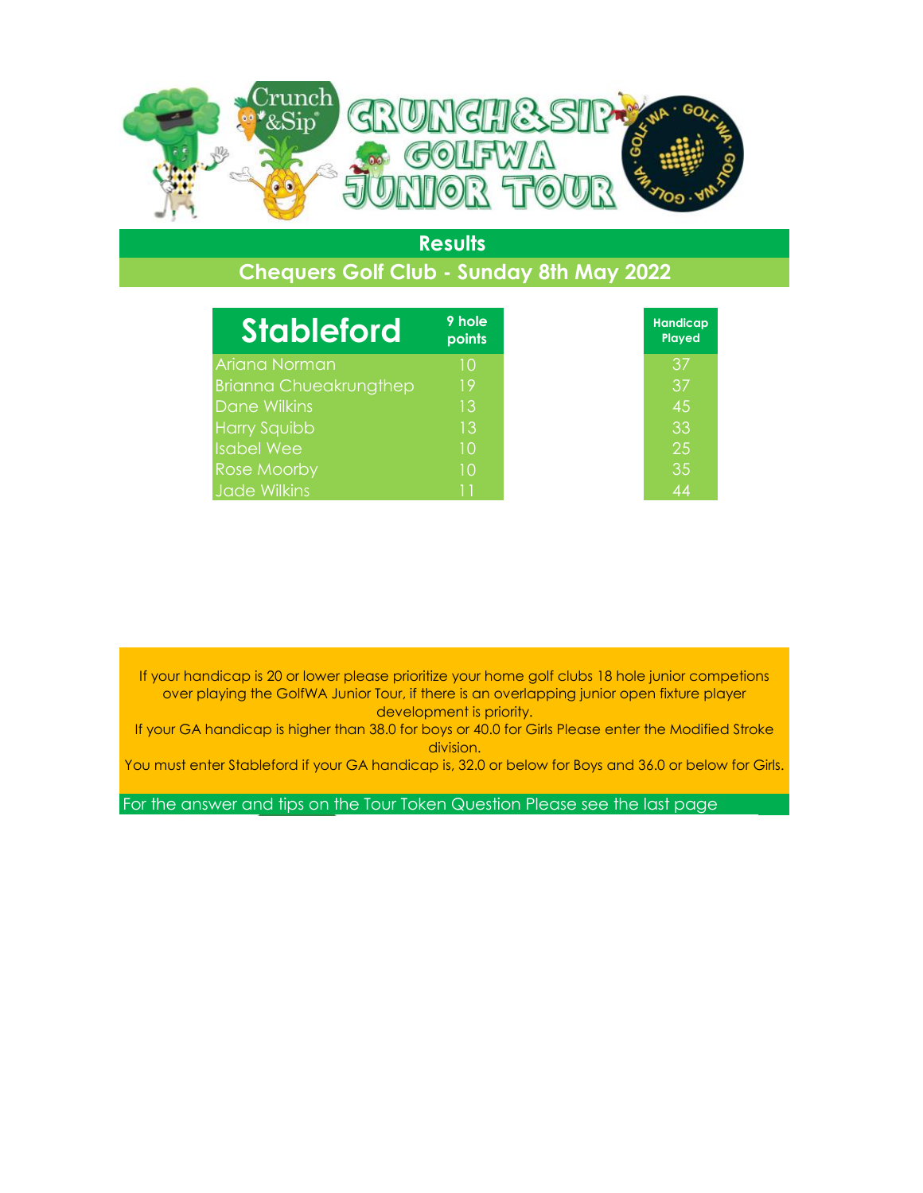# Crunch & Sip GolfWA Junior Tour

## Results

### Chequers Golf Club - Sunday 8th May 2022

| Stableford | 9 hole points | Handicap Played |
|---|---|---|
| Ariana Norman | 10 | 37 |
| Brianna Chueakrungthep | 19 | 37 |
| Dane Wilkins | 13 | 45 |
| Harry Squibb | 13 | 33 |
| Isabel Wee | 10 | 25 |
| Rose Moorby | 10 | 35 |
| Jade Wilkins | 11 | 44 |

If your handicap is 20 or lower please prioritize your home golf clubs 18 hole junior competions over playing the GolfWA Junior Tour, if there is an overlapping junior open fixture player development is priority.
If your GA handicap is higher than 38.0 for boys or 40.0 for Girls Please enter the Modified Stroke division.
You must enter Stableford if your GA handicap is, 32.0 or below for Boys and 36.0 or below for Girls.

For the answer and tips on the Tour Token Question Please see the last page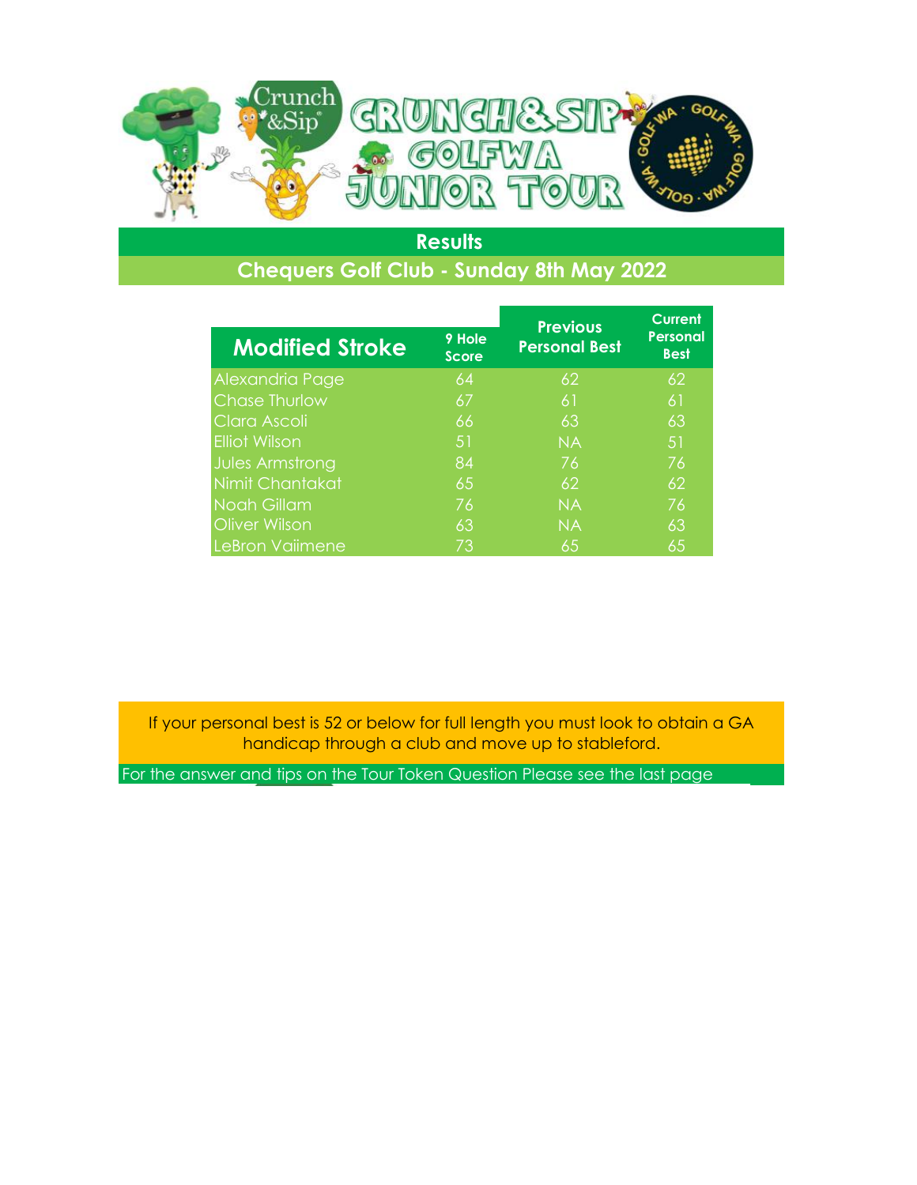# Crunch & Sip GolfWA Junior Tour

## Results

### Chequers Golf Club - Sunday 8th May 2022

| Modified Stroke | 9 Hole Score | Previous Personal Best | Current Personal Best |
|---|---|---|---|
| Alexandria Page | 64 | 62 | 62 |
| Chase Thurlow | 67 | 61 | 61 |
| Clara Ascoli | 66 | 63 | 63 |
| Elliot Wilson | 51 | NA | 51 |
| Jules Armstrong | 84 | 76 | 76 |
| Nimit Chantakat | 65 | 62 | 62 |
| Noah Gillam | 76 | NA | 76 |
| Oliver Wilson | 63 | NA | 63 |
| LeBron Vaiimene | 73 | 65 | 65 |

If your personal best is 52 or below for full length you must look to obtain a GA handicap through a club and move up to stableford.

For the answer and tips on the Tour Token Question Please see the last page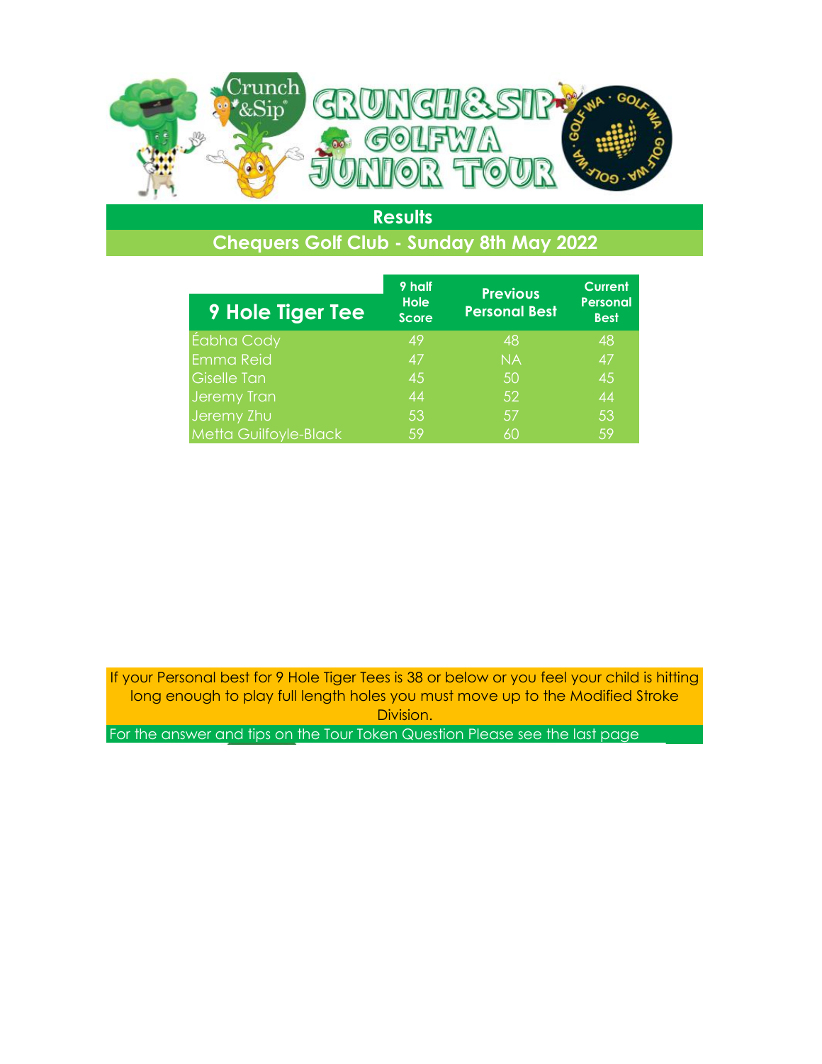## Results

### Chequers Golf Club - Sunday 8th May 2022

| 9 Hole Tiger Tee | 9 half Hole Score | Previous Personal Best | Current Personal Best |
| --- | --- | --- | --- |
| Éabha Cody | 49 | 48 | 48 |
| Emma Reid | 47 | NA | 47 |
| Giselle Tan | 45 | 50 | 45 |
| Jeremy Tran | 44 | 52 | 44 |
| Jeremy Zhu | 53 | 57 | 53 |
| Metta Guilfoyle-Black | 59 | 60 | 59 |

If your Personal best for 9 Hole Tiger Tees is 38 or below or you feel your child is hitting long enough to play full length holes you must move up to the Modified Stroke Division.

For the answer and tips on the Tour Token Question Please see the last page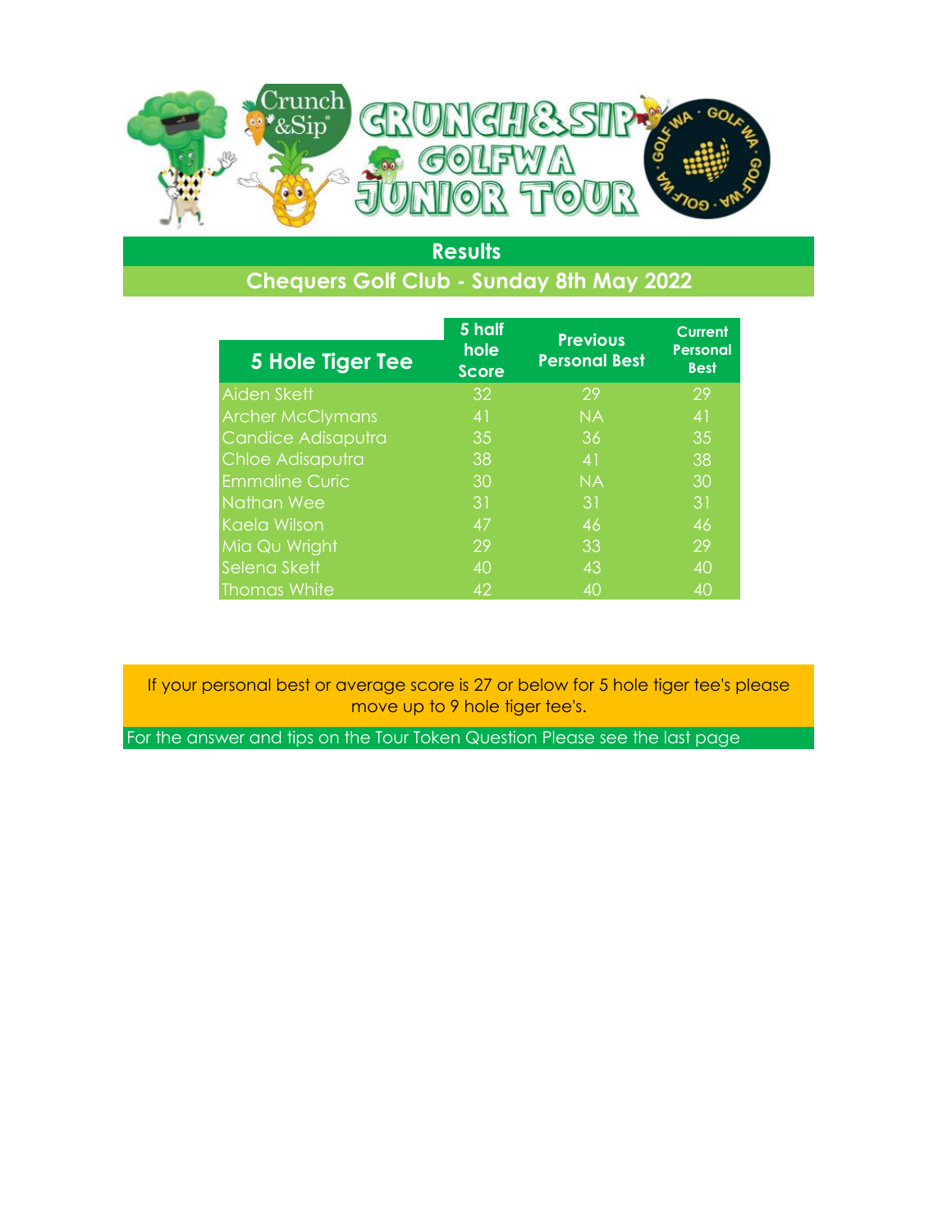## Results

### Chequers Golf Club - Sunday 8th May 2022

| 5 Hole Tiger Tee | 5 half hole Score | Previous Personal Best | Current Personal Best |
|---|---|---|---|
| Aiden Skett | 32 | 29 | 29 |
| Archer McClymans | 41 | NA | 41 |
| Candice Adisaputra | 35 | 36 | 35 |
| Chloe Adisaputra | 38 | 41 | 38 |
| Emmaline Curic | 30 | NA | 30 |
| Nathan Wee | 31 | 31 | 31 |
| Kaela Wilson | 47 | 46 | 46 |
| Mia Qu Wright | 29 | 33 | 29 |
| Selena Skett | 40 | 43 | 40 |
| Thomas White | 42 | 40 | 40 |

If your personal best or average score is 27 or below for 5 hole tiger tee's please move up to 9 hole tiger tee's.

For the answer and tips on the Tour Token Question Please see the last page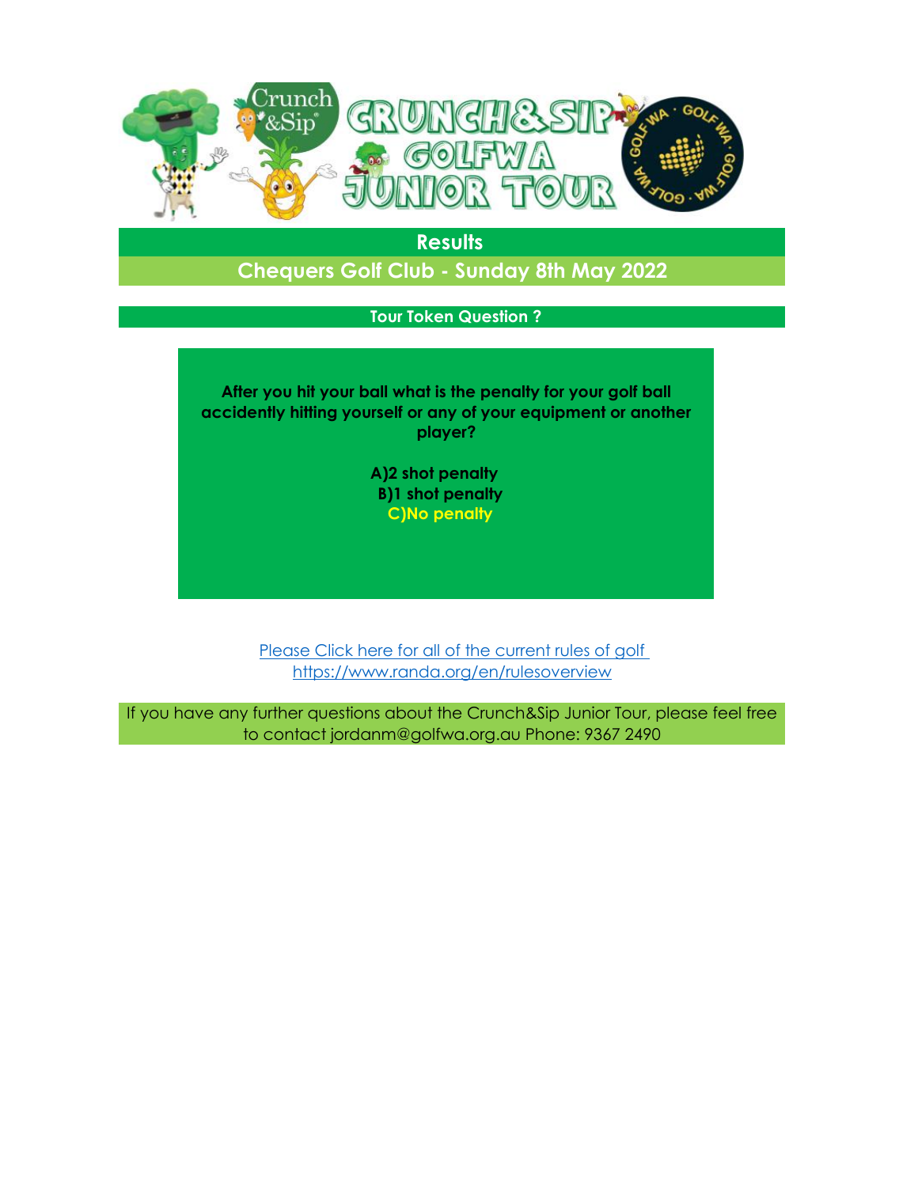## Results

## Chequers Golf Club - Sunday 8th May 2022

### Tour Token Question ?

**After you hit your ball what is the penalty for your golf ball accidently hitting yourself or any of your equipment or another player?**

**A)2 shot penalty**
**B)1 shot penalty**
**C)No penalty**

[Please Click here for all of the current rules of golf](https://www.randa.org/en/rulesoverview)
[https://www.randa.org/en/rulesoverview](https://www.randa.org/en/rulesoverview)

If you have any further questions about the Crunch&Sip Junior Tour, please feel free to contact jordanm@golfwa.org.au Phone: 9367 2490